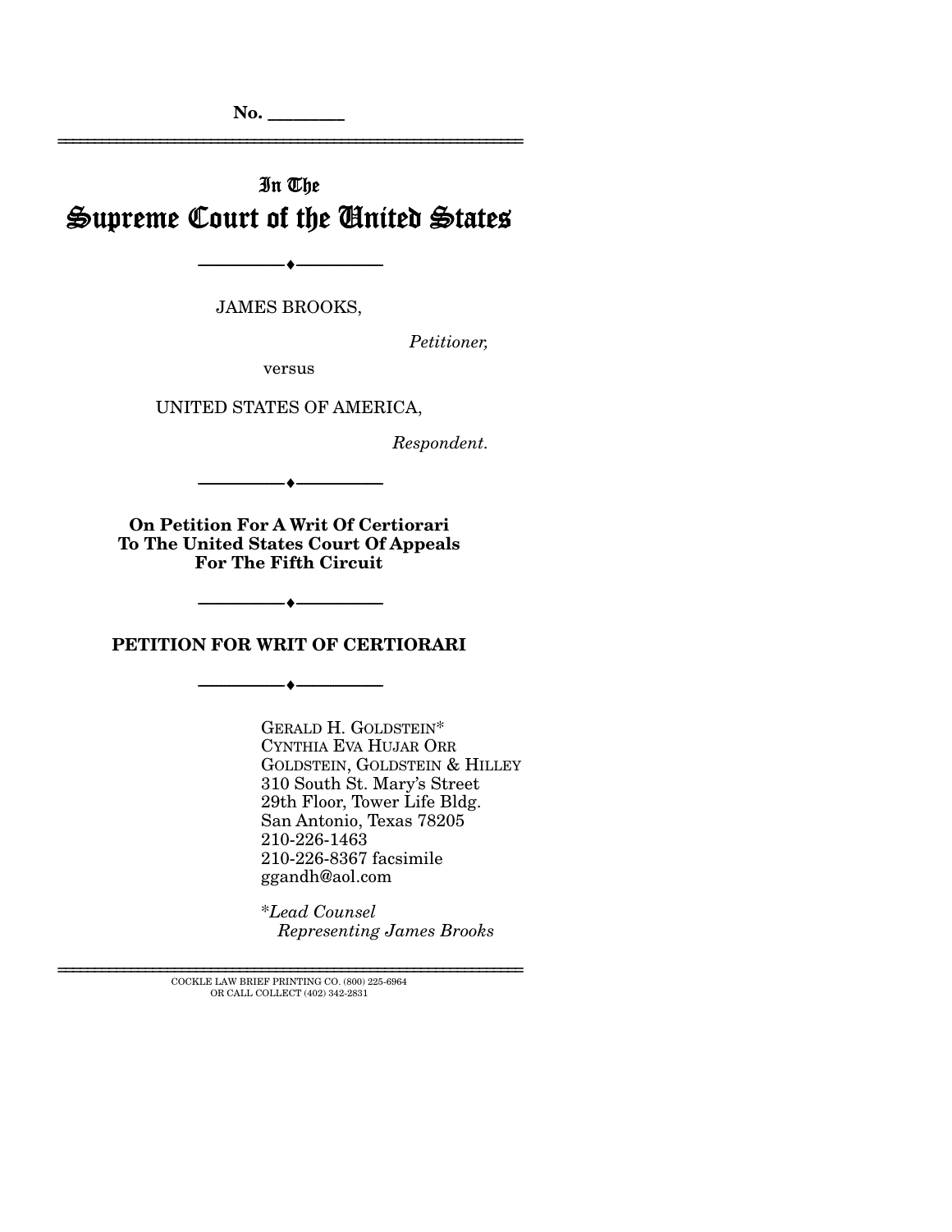No. ________

In The

# Supreme Court of the United States

JAMES BROOKS,

*Petitioner,*

versus

UNITED STATES OF AMERICA,

*Respondent.*

**On Petition For A Writ Of Certiorari To The United States Court Of Appeals For The Fifth Circuit**

## PETITION FOR WRIT OF CERTIORARI

GERALD H. GOLDSTEIN*
CYNTHIA EVA HUJAR ORR
GOLDSTEIN, GOLDSTEIN & HILLEY
310 South St. Mary's Street
29th Floor, Tower Life Bldg.
San Antonio, Texas 78205
210-226-1463
210-226-8367 facsimile
ggandh@aol.com

*\*Lead Counsel*
*Representing James Brooks*

COCKLE LAW BRIEF PRINTING CO. (800) 225-6964
OR CALL COLLECT (402) 342-2831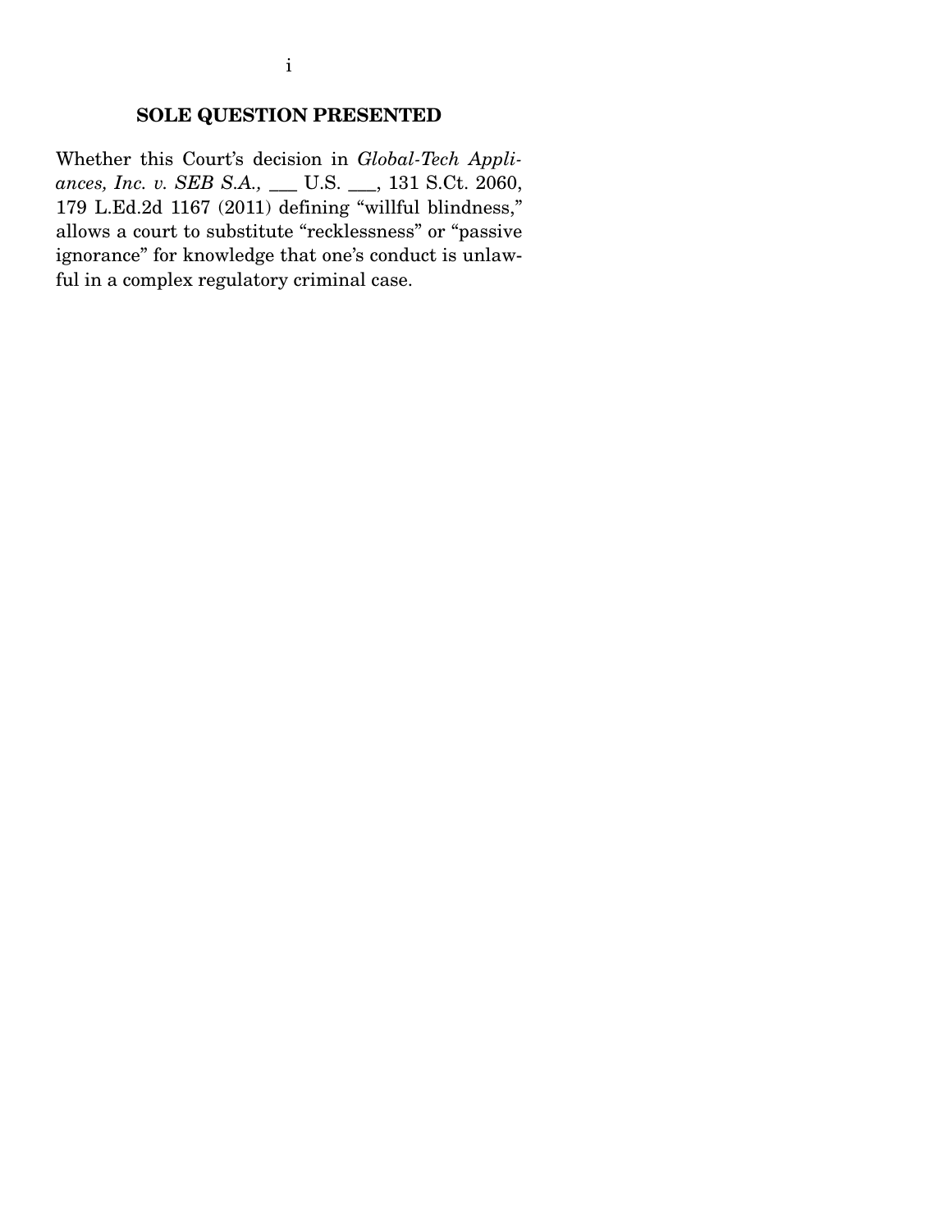## SOLE QUESTION PRESENTED

Whether this Court's decision in *Global-Tech Appliances, Inc. v. SEB S.A.,* ___ U.S. ___, 131 S.Ct. 2060, 179 L.Ed.2d 1167 (2011) defining "willful blindness," allows a court to substitute "recklessness" or "passive ignorance" for knowledge that one's conduct is unlawful in a complex regulatory criminal case.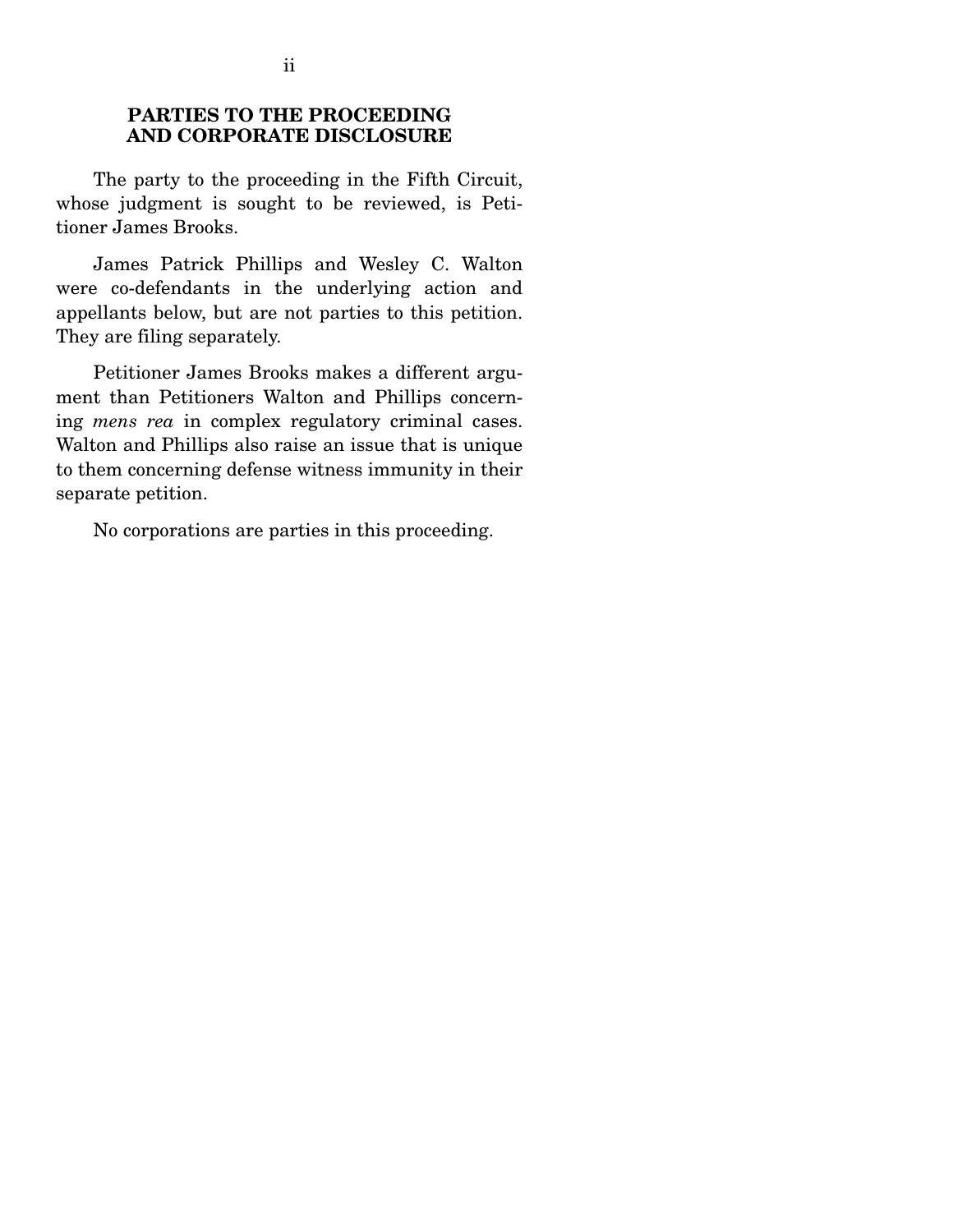## PARTIES TO THE PROCEEDING AND CORPORATE DISCLOSURE

The party to the proceeding in the Fifth Circuit, whose judgment is sought to be reviewed, is Petitioner James Brooks.

James Patrick Phillips and Wesley C. Walton were co-defendants in the underlying action and appellants below, but are not parties to this petition. They are filing separately.

Petitioner James Brooks makes a different argument than Petitioners Walton and Phillips concerning *mens rea* in complex regulatory criminal cases. Walton and Phillips also raise an issue that is unique to them concerning defense witness immunity in their separate petition.

No corporations are parties in this proceeding.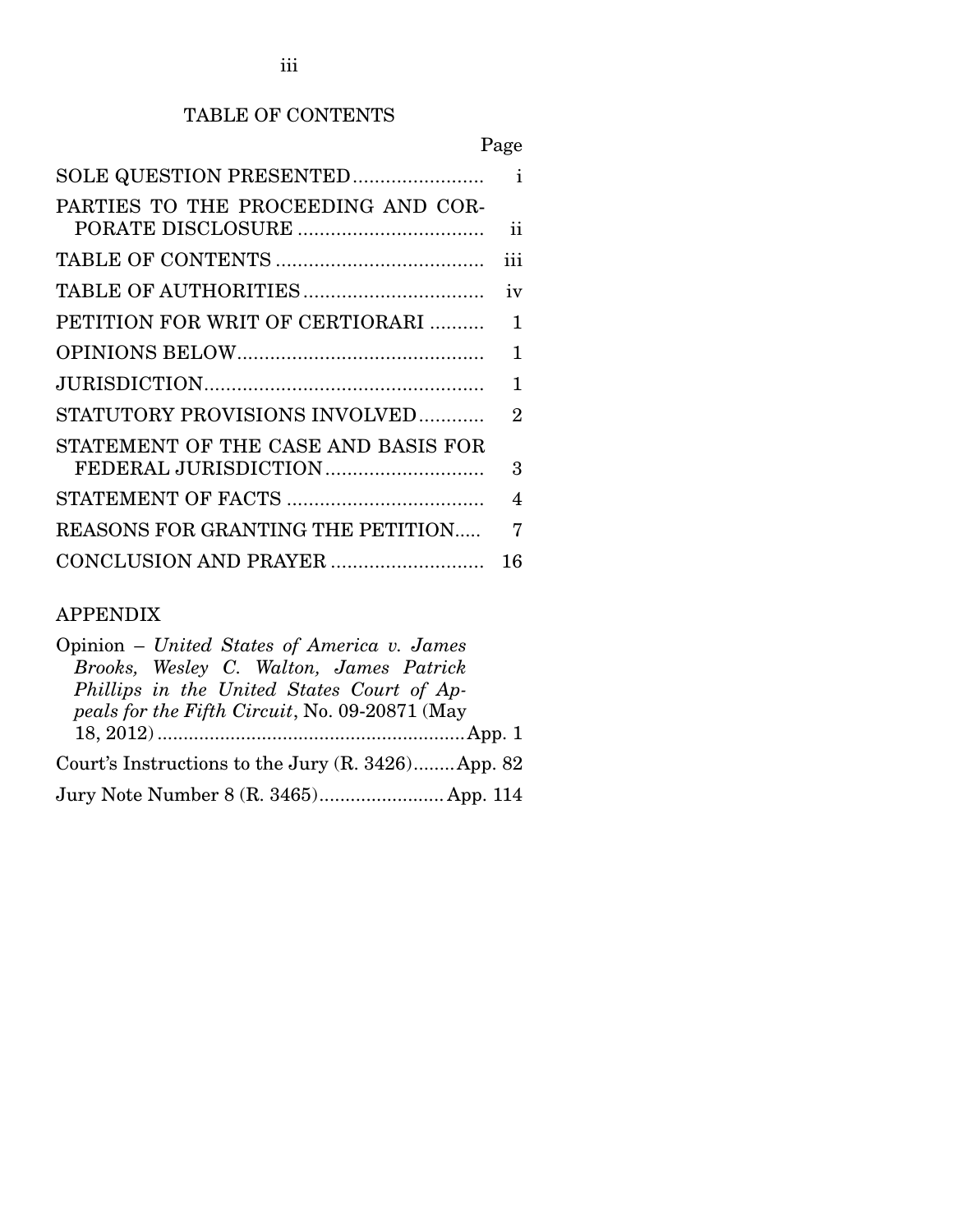## TABLE OF CONTENTS

| | Page |
|---|---|
| SOLE QUESTION PRESENTED | i |
| PARTIES TO THE PROCEEDING AND CORPORATE DISCLOSURE | ii |
| TABLE OF CONTENTS | iii |
| TABLE OF AUTHORITIES | iv |
| PETITION FOR WRIT OF CERTIORARI | 1 |
| OPINIONS BELOW | 1 |
| JURISDICTION | 1 |
| STATUTORY PROVISIONS INVOLVED | 2 |
| STATEMENT OF THE CASE AND BASIS FOR FEDERAL JURISDICTION | 3 |
| STATEMENT OF FACTS | 4 |
| REASONS FOR GRANTING THE PETITION | 7 |
| CONCLUSION AND PRAYER | 16 |

## APPENDIX

| | |
|---|---|
| Opinion – *United States of America v. James Brooks, Wesley C. Walton, James Patrick Phillips in the United States Court of Appeals for the Fifth Circuit*, No. 09-20871 (May 18, 2012) | App. 1 |
| Court's Instructions to the Jury (R. 3426) | App. 82 |
| Jury Note Number 8 (R. 3465) | App. 114 |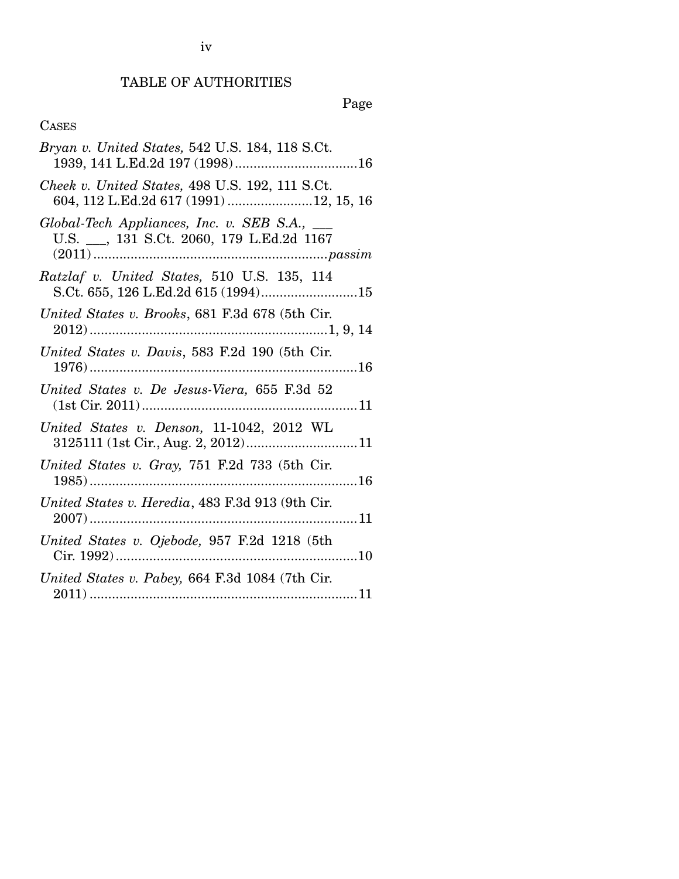# TABLE OF AUTHORITIES

Page

CASES

*Bryan v. United States,* 542 U.S. 184, 118 S.Ct. 1939, 141 L.Ed.2d 197 (1998) ............ 16

*Cheek v. United States,* 498 U.S. 192, 111 S.Ct. 604, 112 L.Ed.2d 617 (1991) ............ 12, 15, 16

*Global-Tech Appliances, Inc. v. SEB S.A.,* ___ U.S. ___, 131 S.Ct. 2060, 179 L.Ed.2d 1167 (2011) ............ *passim*

*Ratzlaf v. United States,* 510 U.S. 135, 114 S.Ct. 655, 126 L.Ed.2d 615 (1994) ............ 15

*United States v. Brooks*, 681 F.3d 678 (5th Cir. 2012) ............ 1, 9, 14

*United States v. Davis*, 583 F.2d 190 (5th Cir. 1976) ............ 16

*United States v. De Jesus-Viera,* 655 F.3d 52 (1st Cir. 2011) ............ 11

*United States v. Denson,* 11-1042, 2012 WL 3125111 (1st Cir., Aug. 2, 2012) ............ 11

*United States v. Gray,* 751 F.2d 733 (5th Cir. 1985) ............ 16

*United States v. Heredia*, 483 F.3d 913 (9th Cir. 2007) ............ 11

*United States v. Ojebode,* 957 F.2d 1218 (5th Cir. 1992) ............ 10

*United States v. Pabey,* 664 F.3d 1084 (7th Cir. 2011) ............ 11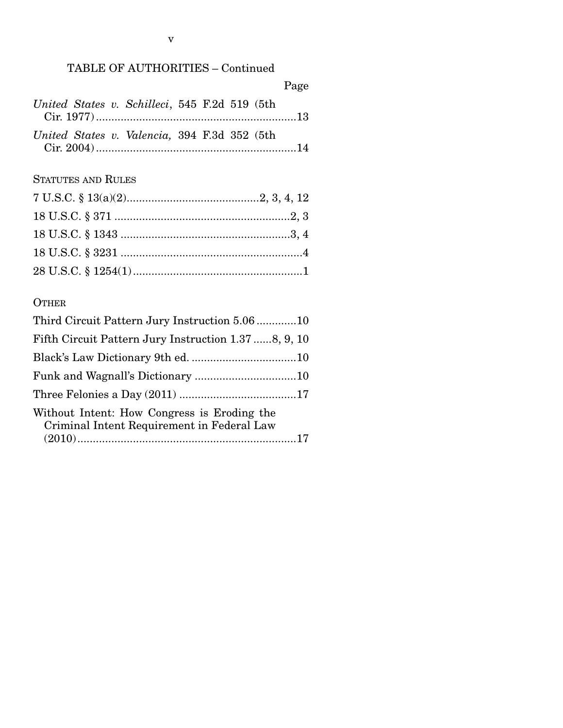TABLE OF AUTHORITIES – Continued

Page

*United States v. Schilleci*, 545 F.2d 519 (5th Cir. 1977) .................................................................13

*United States v. Valencia,* 394 F.3d 352 (5th Cir. 2004) .................................................................14

STATUTES AND RULES

7 U.S.C. § 13(a)(2)..........................................2, 3, 4, 12

18 U.S.C. § 371 .........................................................2, 3

18 U.S.C. § 1343 .......................................................3, 4

18 U.S.C. § 3231 ...........................................................4

28 U.S.C. § 1254(1).......................................................1

OTHER

Third Circuit Pattern Jury Instruction 5.06 .............10

Fifth Circuit Pattern Jury Instruction 1.37 ......8, 9, 10

Black's Law Dictionary 9th ed. ..................................10

Funk and Wagnall's Dictionary .................................10

Three Felonies a Day (2011) ......................................17

Without Intent: How Congress is Eroding the Criminal Intent Requirement in Federal Law (2010).......................................................................17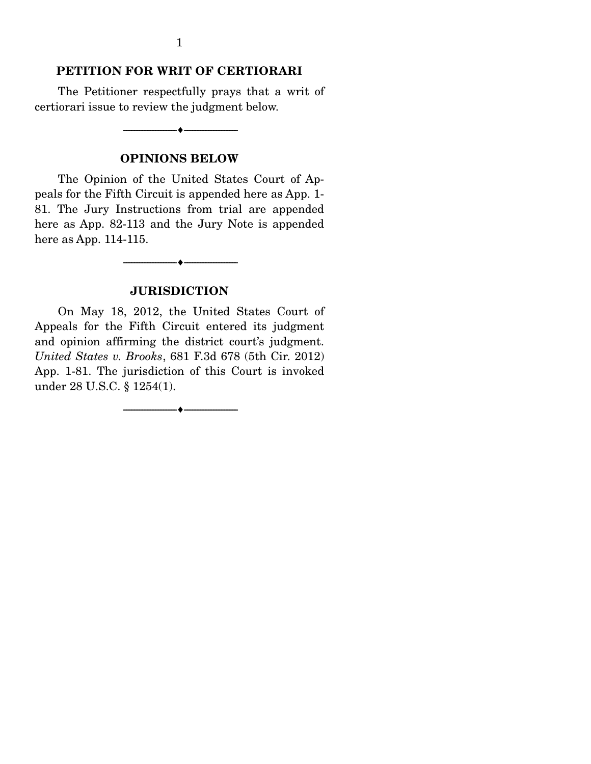## PETITION FOR WRIT OF CERTIORARI

The Petitioner respectfully prays that a writ of certiorari issue to review the judgment below.

---

## OPINIONS BELOW

The Opinion of the United States Court of Appeals for the Fifth Circuit is appended here as App. 1-81. The Jury Instructions from trial are appended here as App. 82-113 and the Jury Note is appended here as App. 114-115.

---

## JURISDICTION

On May 18, 2012, the United States Court of Appeals for the Fifth Circuit entered its judgment and opinion affirming the district court's judgment. *United States v. Brooks*, 681 F.3d 678 (5th Cir. 2012) App. 1-81. The jurisdiction of this Court is invoked under 28 U.S.C. § 1254(1).

---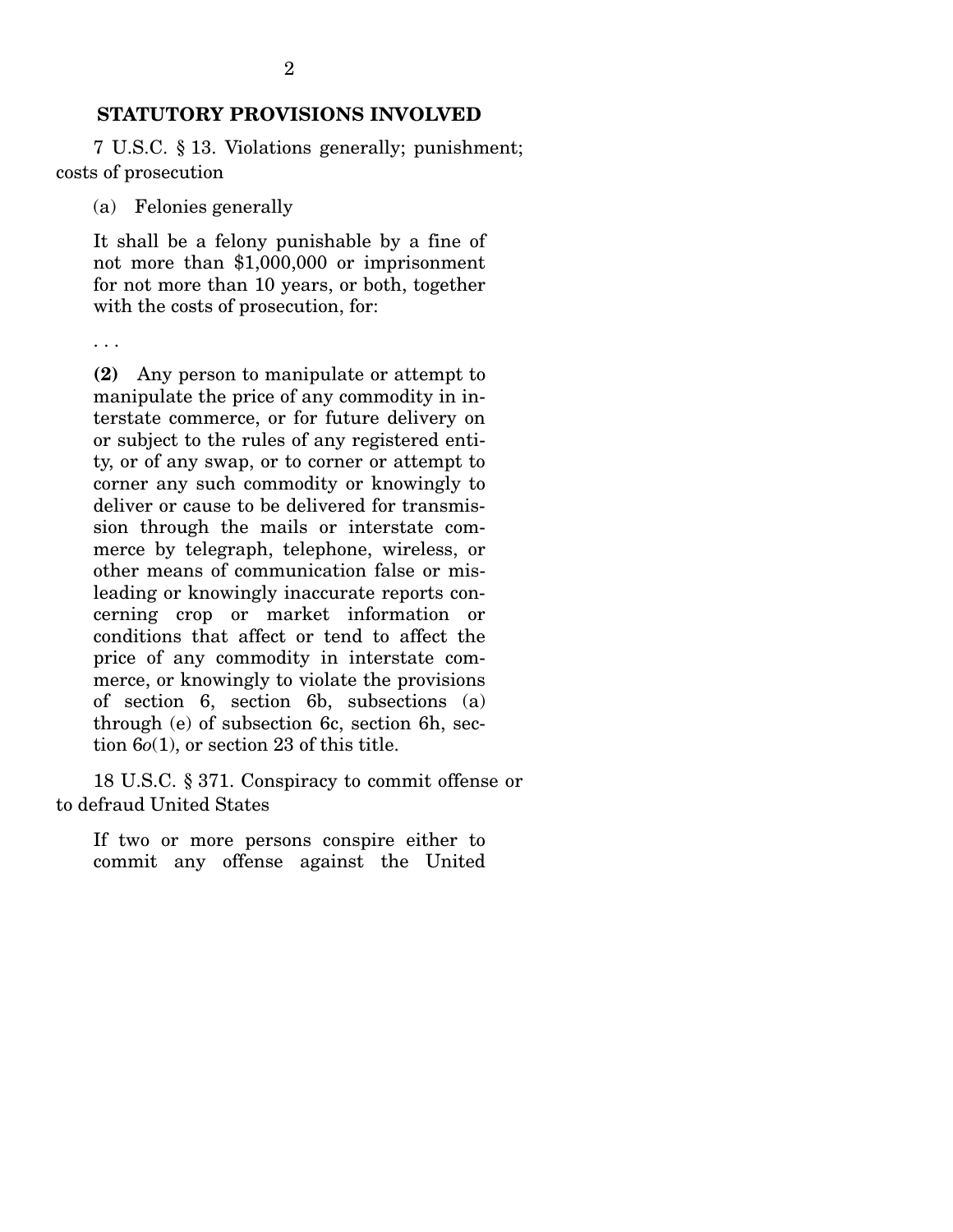## STATUTORY PROVISIONS INVOLVED

7 U.S.C. § 13. Violations generally; punishment; costs of prosecution

> (a) Felonies generally
>
> It shall be a felony punishable by a fine of not more than $1,000,000 or imprisonment for not more than 10 years, or both, together with the costs of prosecution, for:
>
> . . .
>
> **(2)** Any person to manipulate or attempt to manipulate the price of any commodity in interstate commerce, or for future delivery on or subject to the rules of any registered entity, or of any swap, or to corner or attempt to corner any such commodity or knowingly to deliver or cause to be delivered for transmission through the mails or interstate commerce by telegraph, telephone, wireless, or other means of communication false or misleading or knowingly inaccurate reports concerning crop or market information or conditions that affect or tend to affect the price of any commodity in interstate commerce, or knowingly to violate the provisions of section 6, section 6b, subsections (a) through (e) of subsection 6c, section 6h, section 6*o*(1), or section 23 of this title.

18 U.S.C. § 371. Conspiracy to commit offense or to defraud United States

> If two or more persons conspire either to commit any offense against the United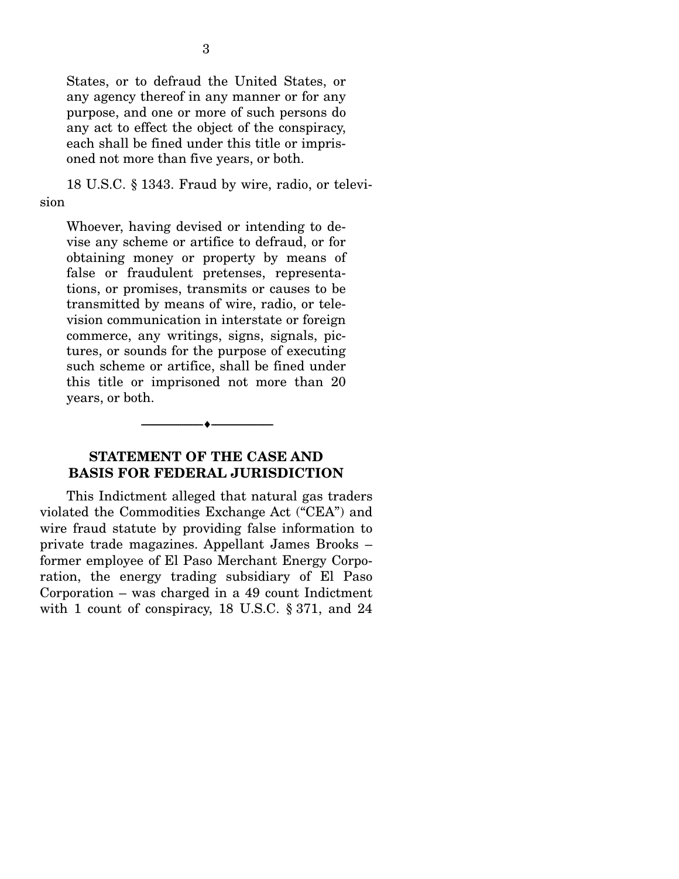> States, or to defraud the United States, or any agency thereof in any manner or for any purpose, and one or more of such persons do any act to effect the object of the conspiracy, each shall be fined under this title or imprisoned not more than five years, or both.

18 U.S.C. § 1343. Fraud by wire, radio, or television

> Whoever, having devised or intending to devise any scheme or artifice to defraud, or for obtaining money or property by means of false or fraudulent pretenses, representations, or promises, transmits or causes to be transmitted by means of wire, radio, or television communication in interstate or foreign commerce, any writings, signs, signals, pictures, or sounds for the purpose of executing such scheme or artifice, shall be fined under this title or imprisoned not more than 20 years, or both.

---

## STATEMENT OF THE CASE AND BASIS FOR FEDERAL JURISDICTION

This Indictment alleged that natural gas traders violated the Commodities Exchange Act ("CEA") and wire fraud statute by providing false information to private trade magazines. Appellant James Brooks – former employee of El Paso Merchant Energy Corporation, the energy trading subsidiary of El Paso Corporation – was charged in a 49 count Indictment with 1 count of conspiracy, 18 U.S.C. § 371, and 24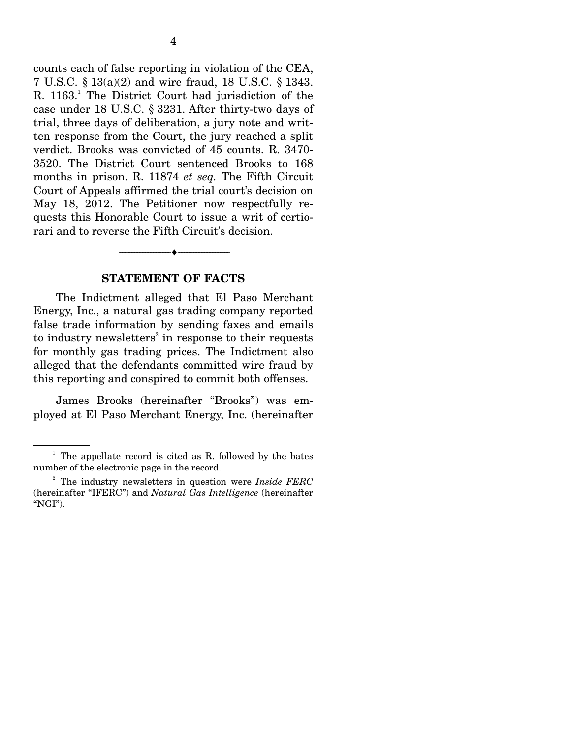counts each of false reporting in violation of the CEA, 7 U.S.C. § 13(a)(2) and wire fraud, 18 U.S.C. § 1343. R. 1163.[1] The District Court had jurisdiction of the case under 18 U.S.C. § 3231. After thirty-two days of trial, three days of deliberation, a jury note and written response from the Court, the jury reached a split verdict. Brooks was convicted of 45 counts. R. 3470-3520. The District Court sentenced Brooks to 168 months in prison. R. 11874 *et seq.* The Fifth Circuit Court of Appeals affirmed the trial court's decision on May 18, 2012. The Petitioner now respectfully requests this Honorable Court to issue a writ of certiorari and to reverse the Fifth Circuit's decision.

## STATEMENT OF FACTS

The Indictment alleged that El Paso Merchant Energy, Inc., a natural gas trading company reported false trade information by sending faxes and emails to industry newsletters[2] in response to their requests for monthly gas trading prices. The Indictment also alleged that the defendants committed wire fraud by this reporting and conspired to commit both offenses.

James Brooks (hereinafter "Brooks") was employed at El Paso Merchant Energy, Inc. (hereinafter

---

[1] The appellate record is cited as R. followed by the bates number of the electronic page in the record.

[2] The industry newsletters in question were *Inside FERC* (hereinafter "IFERC") and *Natural Gas Intelligence* (hereinafter "NGI").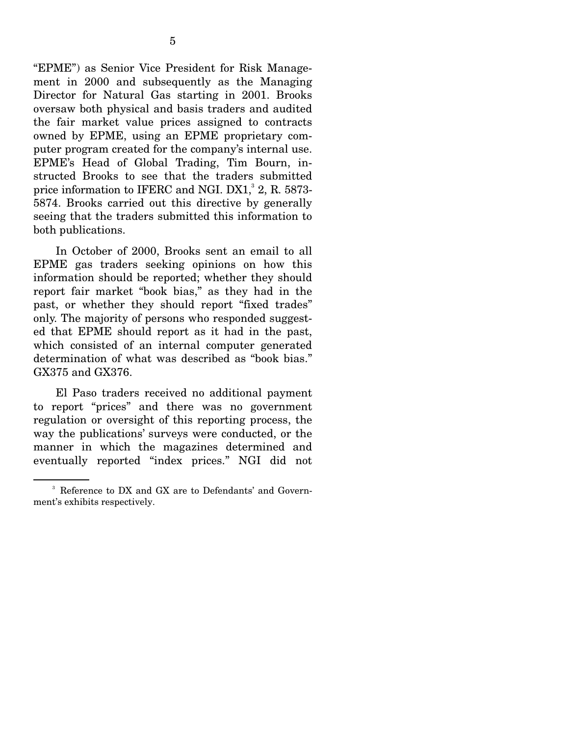"EPME") as Senior Vice President for Risk Management in 2000 and subsequently as the Managing Director for Natural Gas starting in 2001. Brooks oversaw both physical and basis traders and audited the fair market value prices assigned to contracts owned by EPME, using an EPME proprietary computer program created for the company's internal use. EPME's Head of Global Trading, Tim Bourn, instructed Brooks to see that the traders submitted price information to IFERC and NGI. DX1,[3] 2, R. 5873-5874. Brooks carried out this directive by generally seeing that the traders submitted this information to both publications.

In October of 2000, Brooks sent an email to all EPME gas traders seeking opinions on how this information should be reported; whether they should report fair market "book bias," as they had in the past, or whether they should report "fixed trades" only. The majority of persons who responded suggested that EPME should report as it had in the past, which consisted of an internal computer generated determination of what was described as "book bias." GX375 and GX376.

El Paso traders received no additional payment to report "prices" and there was no government regulation or oversight of this reporting process, the way the publications' surveys were conducted, or the manner in which the magazines determined and eventually reported "index prices." NGI did not

---

[3] Reference to DX and GX are to Defendants' and Government's exhibits respectively.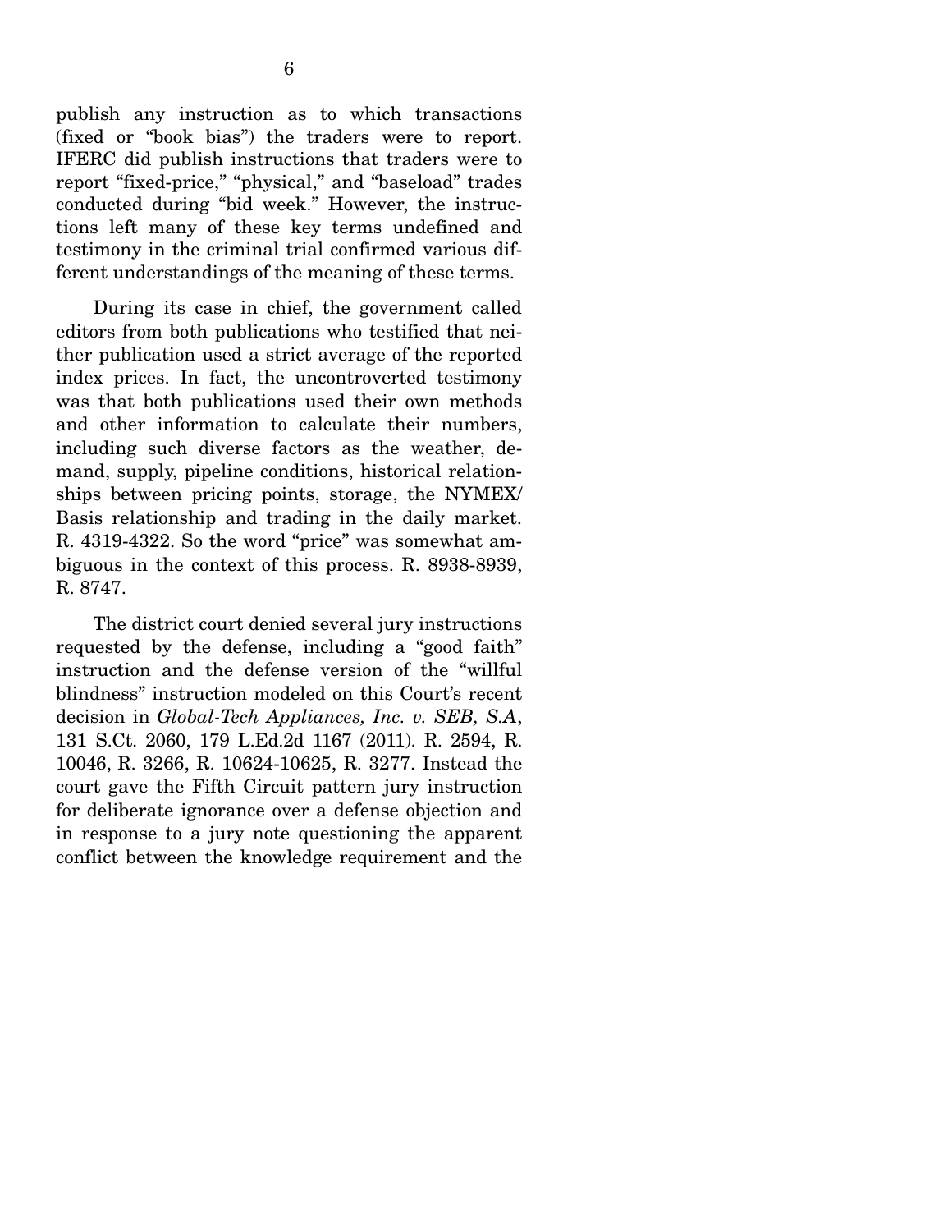publish any instruction as to which transactions (fixed or "book bias") the traders were to report. IFERC did publish instructions that traders were to report "fixed-price," "physical," and "baseload" trades conducted during "bid week." However, the instructions left many of these key terms undefined and testimony in the criminal trial confirmed various different understandings of the meaning of these terms.

During its case in chief, the government called editors from both publications who testified that neither publication used a strict average of the reported index prices. In fact, the uncontroverted testimony was that both publications used their own methods and other information to calculate their numbers, including such diverse factors as the weather, demand, supply, pipeline conditions, historical relationships between pricing points, storage, the NYMEX/Basis relationship and trading in the daily market. R. 4319-4322. So the word "price" was somewhat ambiguous in the context of this process. R. 8938-8939, R. 8747.

The district court denied several jury instructions requested by the defense, including a "good faith" instruction and the defense version of the "willful blindness" instruction modeled on this Court's recent decision in *Global-Tech Appliances, Inc. v. SEB, S.A*, 131 S.Ct. 2060, 179 L.Ed.2d 1167 (2011). R. 2594, R. 10046, R. 3266, R. 10624-10625, R. 3277. Instead the court gave the Fifth Circuit pattern jury instruction for deliberate ignorance over a defense objection and in response to a jury note questioning the apparent conflict between the knowledge requirement and the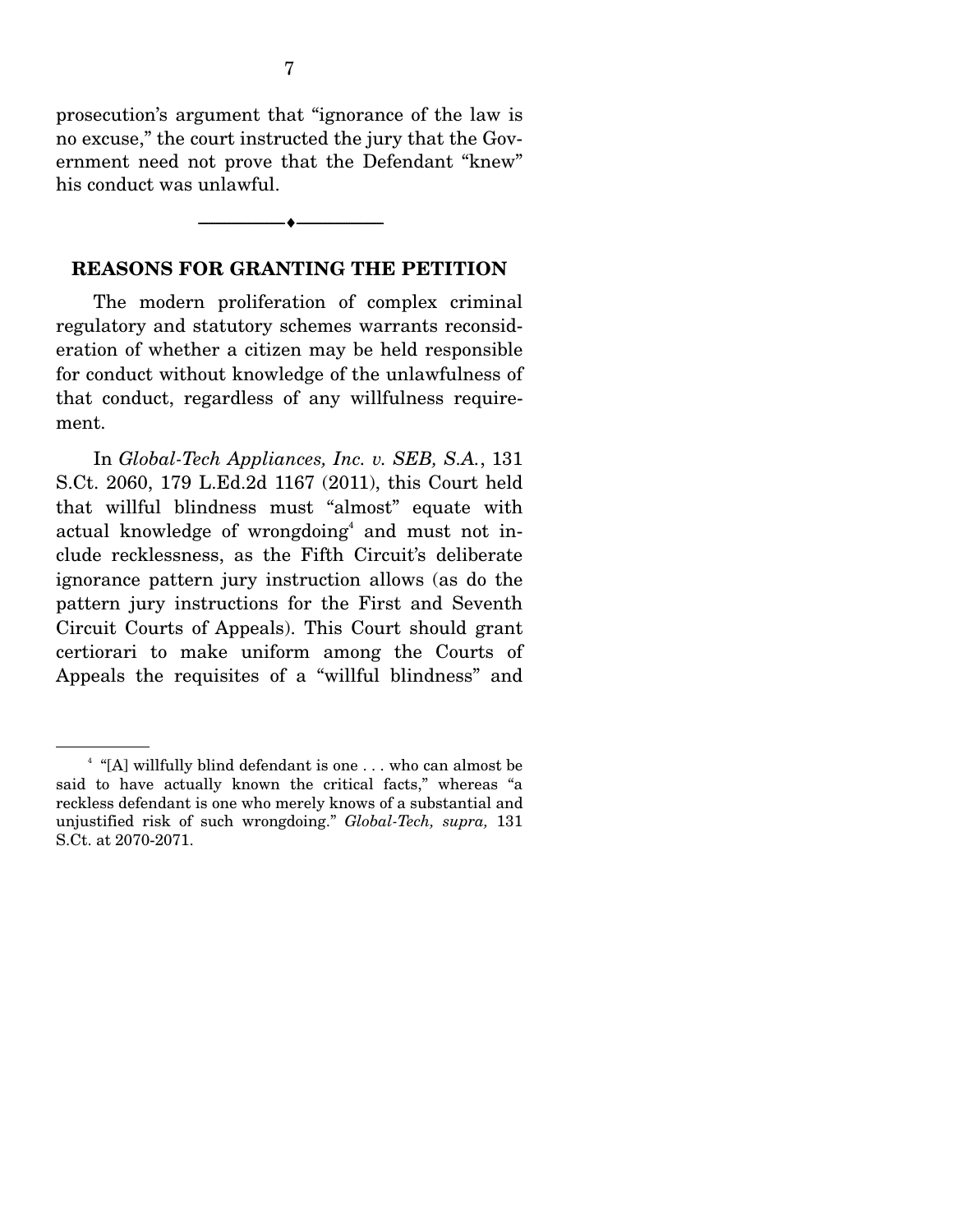prosecution's argument that "ignorance of the law is no excuse," the court instructed the jury that the Government need not prove that the Defendant "knew" his conduct was unlawful.

---

## REASONS FOR GRANTING THE PETITION

The modern proliferation of complex criminal regulatory and statutory schemes warrants reconsideration of whether a citizen may be held responsible for conduct without knowledge of the unlawfulness of that conduct, regardless of any willfulness requirement.

In *Global-Tech Appliances, Inc. v. SEB, S.A.*, 131 S.Ct. 2060, 179 L.Ed.2d 1167 (2011), this Court held that willful blindness must "almost" equate with actual knowledge of wrongdoing[4] and must not include recklessness, as the Fifth Circuit's deliberate ignorance pattern jury instruction allows (as do the pattern jury instructions for the First and Seventh Circuit Courts of Appeals). This Court should grant certiorari to make uniform among the Courts of Appeals the requisites of a "willful blindness" and

---

[4] "[A] willfully blind defendant is one . . . who can almost be said to have actually known the critical facts," whereas "a reckless defendant is one who merely knows of a substantial and unjustified risk of such wrongdoing." *Global-Tech, supra,* 131 S.Ct. at 2070-2071.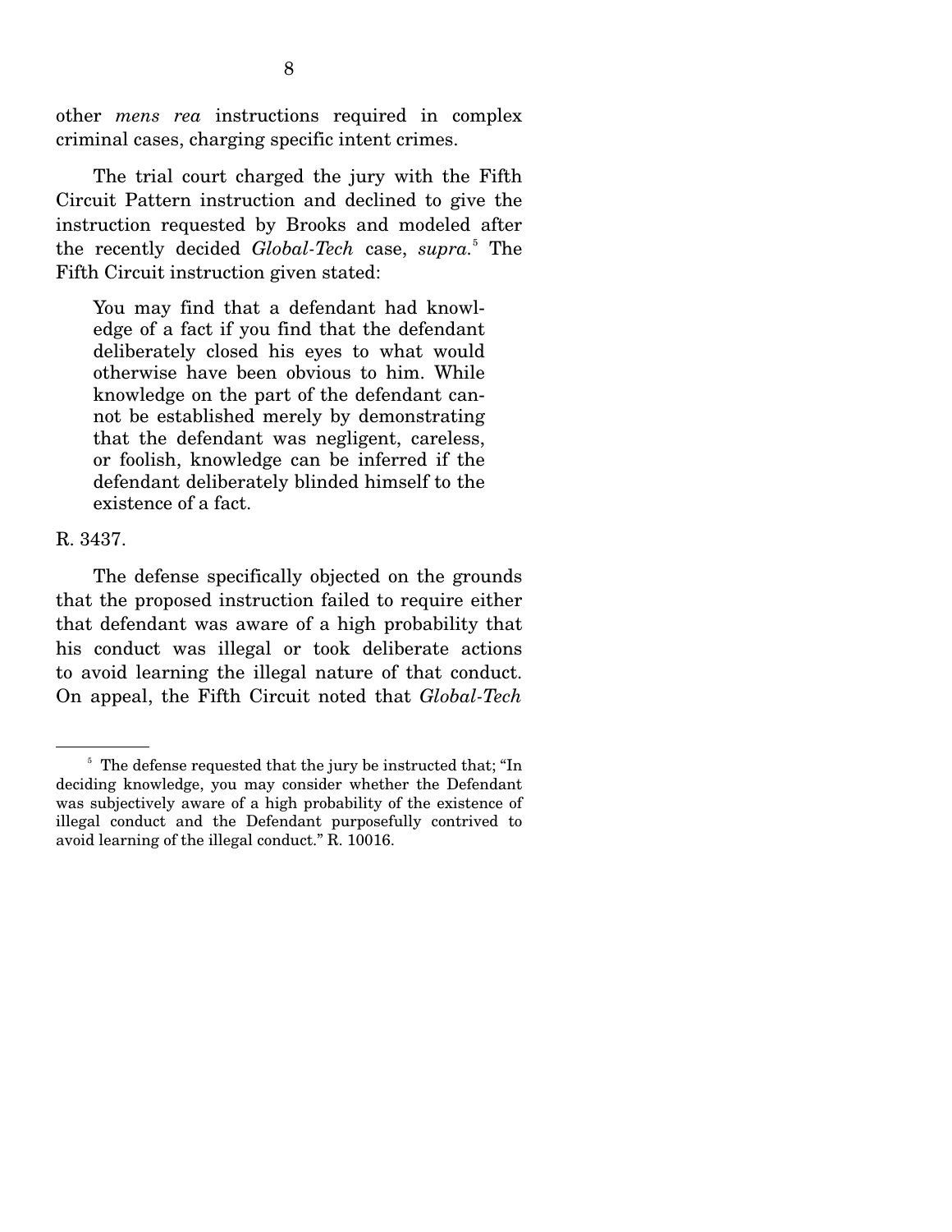other *mens rea* instructions required in complex criminal cases, charging specific intent crimes.

The trial court charged the jury with the Fifth Circuit Pattern instruction and declined to give the instruction requested by Brooks and modeled after the recently decided *Global-Tech* case, *supra.*[5] The Fifth Circuit instruction given stated:

> You may find that a defendant had knowledge of a fact if you find that the defendant deliberately closed his eyes to what would otherwise have been obvious to him. While knowledge on the part of the defendant cannot be established merely by demonstrating that the defendant was negligent, careless, or foolish, knowledge can be inferred if the defendant deliberately blinded himself to the existence of a fact.

R. 3437.

The defense specifically objected on the grounds that the proposed instruction failed to require either that defendant was aware of a high probability that his conduct was illegal or took deliberate actions to avoid learning the illegal nature of that conduct. On appeal, the Fifth Circuit noted that *Global-Tech*

---

[5] The defense requested that the jury be instructed that; "In deciding knowledge, you may consider whether the Defendant was subjectively aware of a high probability of the existence of illegal conduct and the Defendant purposefully contrived to avoid learning of the illegal conduct." R. 10016.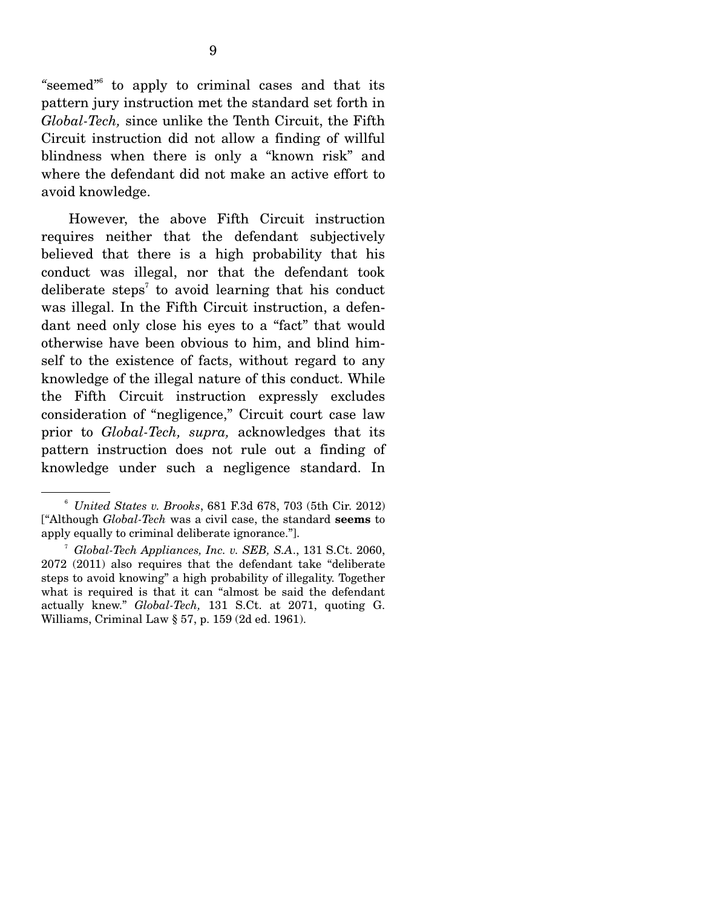"seemed"[6] to apply to criminal cases and that its pattern jury instruction met the standard set forth in *Global-Tech,* since unlike the Tenth Circuit, the Fifth Circuit instruction did not allow a finding of willful blindness when there is only a "known risk" and where the defendant did not make an active effort to avoid knowledge.

However, the above Fifth Circuit instruction requires neither that the defendant subjectively believed that there is a high probability that his conduct was illegal, nor that the defendant took deliberate steps[7] to avoid learning that his conduct was illegal. In the Fifth Circuit instruction, a defendant need only close his eyes to a "fact" that would otherwise have been obvious to him, and blind himself to the existence of facts, without regard to any knowledge of the illegal nature of this conduct. While the Fifth Circuit instruction expressly excludes consideration of "negligence," Circuit court case law prior to *Global-Tech, supra,* acknowledges that its pattern instruction does not rule out a finding of knowledge under such a negligence standard. In

---

[6] *United States v. Brooks*, 681 F.3d 678, 703 (5th Cir. 2012) ["Although *Global-Tech* was a civil case, the standard **seems** to apply equally to criminal deliberate ignorance."].

[7] *Global-Tech Appliances, Inc. v. SEB, S.A.*, 131 S.Ct. 2060, 2072 (2011) also requires that the defendant take "deliberate steps to avoid knowing" a high probability of illegality. Together what is required is that it can "almost be said the defendant actually knew." *Global-Tech,* 131 S.Ct. at 2071, quoting G. Williams, Criminal Law § 57, p. 159 (2d ed. 1961).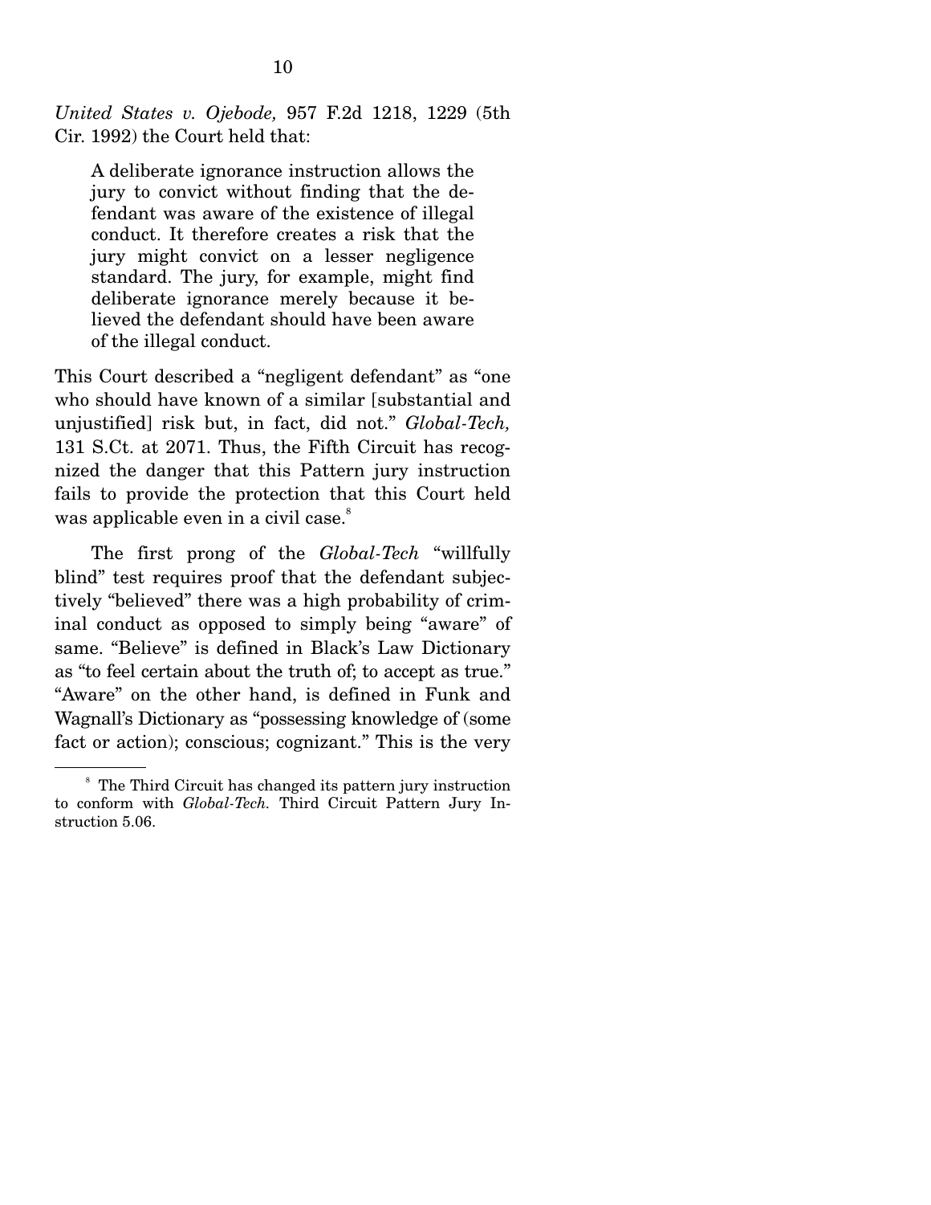*United States v. Ojebode,* 957 F.2d 1218, 1229 (5th Cir. 1992) the Court held that:

> A deliberate ignorance instruction allows the jury to convict without finding that the defendant was aware of the existence of illegal conduct. It therefore creates a risk that the jury might convict on a lesser negligence standard. The jury, for example, might find deliberate ignorance merely because it believed the defendant should have been aware of the illegal conduct.

This Court described a "negligent defendant" as "one who should have known of a similar [substantial and unjustified] risk but, in fact, did not." *Global-Tech,* 131 S.Ct. at 2071. Thus, the Fifth Circuit has recognized the danger that this Pattern jury instruction fails to provide the protection that this Court held was applicable even in a civil case.[8]

The first prong of the *Global-Tech* "willfully blind" test requires proof that the defendant subjectively "believed" there was a high probability of criminal conduct as opposed to simply being "aware" of same. "Believe" is defined in Black's Law Dictionary as "to feel certain about the truth of; to accept as true." "Aware" on the other hand, is defined in Funk and Wagnall's Dictionary as "possessing knowledge of (some fact or action); conscious; cognizant." This is the very

---

[8] The Third Circuit has changed its pattern jury instruction to conform with *Global-Tech.* Third Circuit Pattern Jury Instruction 5.06.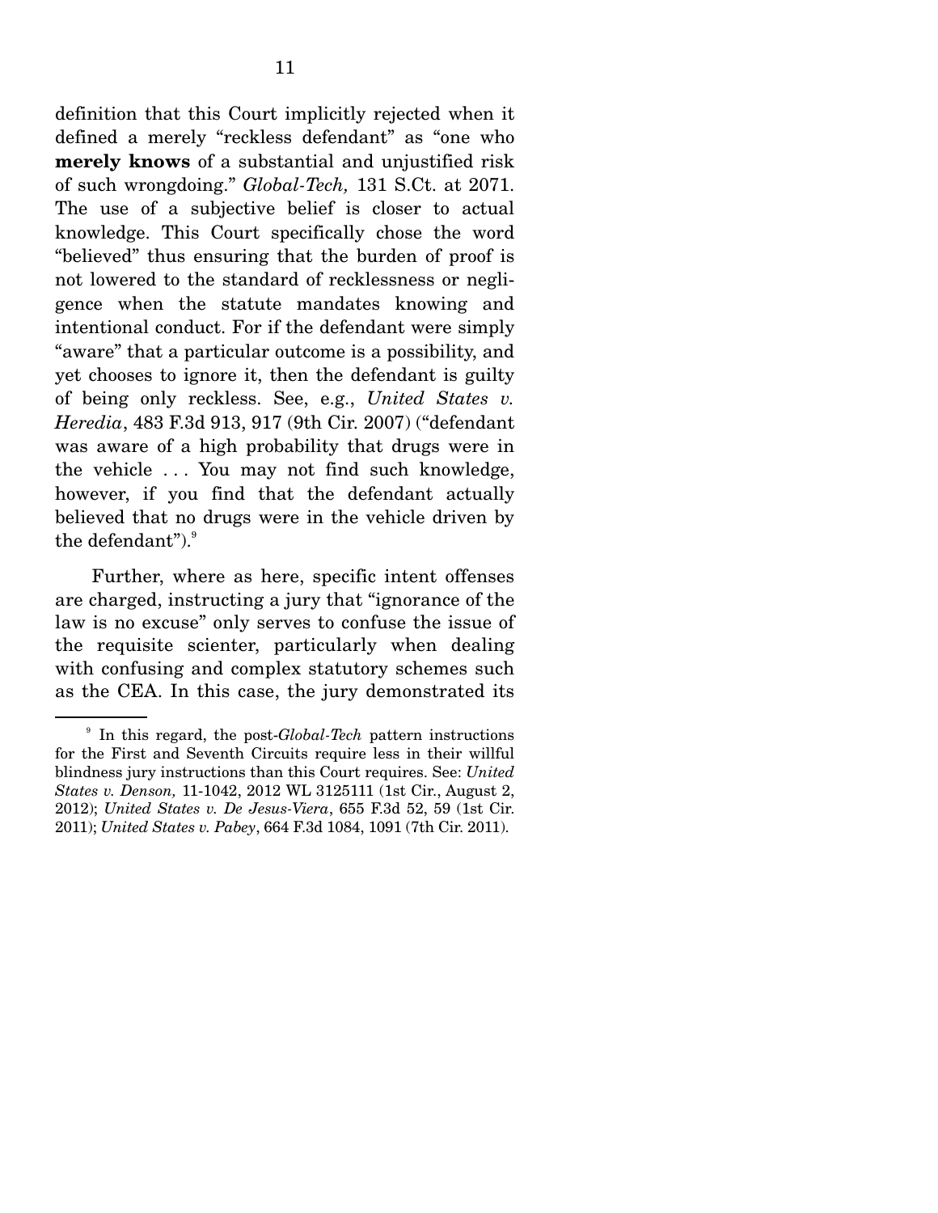definition that this Court implicitly rejected when it defined a merely "reckless defendant" as "one who **merely knows** of a substantial and unjustified risk of such wrongdoing." *Global-Tech,* 131 S.Ct. at 2071. The use of a subjective belief is closer to actual knowledge. This Court specifically chose the word "believed" thus ensuring that the burden of proof is not lowered to the standard of recklessness or negligence when the statute mandates knowing and intentional conduct. For if the defendant were simply "aware" that a particular outcome is a possibility, and yet chooses to ignore it, then the defendant is guilty of being only reckless. See, e.g., *United States v. Heredia*, 483 F.3d 913, 917 (9th Cir. 2007) ("defendant was aware of a high probability that drugs were in the vehicle . . . You may not find such knowledge, however, if you find that the defendant actually believed that no drugs were in the vehicle driven by the defendant").[9]

Further, where as here, specific intent offenses are charged, instructing a jury that "ignorance of the law is no excuse" only serves to confuse the issue of the requisite scienter, particularly when dealing with confusing and complex statutory schemes such as the CEA. In this case, the jury demonstrated its

[9] In this regard, the post-*Global-Tech* pattern instructions for the First and Seventh Circuits require less in their willful blindness jury instructions than this Court requires. See: *United States v. Denson,* 11-1042, 2012 WL 3125111 (1st Cir., August 2, 2012); *United States v. De Jesus-Viera*, 655 F.3d 52, 59 (1st Cir. 2011); *United States v. Pabey*, 664 F.3d 1084, 1091 (7th Cir. 2011).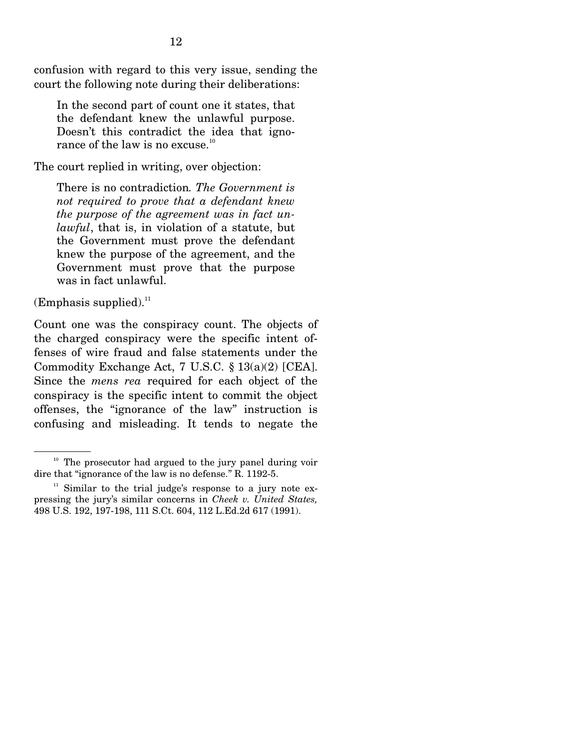confusion with regard to this very issue, sending the court the following note during their deliberations:

> In the second part of count one it states, that the defendant knew the unlawful purpose. Doesn't this contradict the idea that ignorance of the law is no excuse.[10]

The court replied in writing, over objection:

> There is no contradiction. *The Government is not required to prove that a defendant knew the purpose of the agreement was in fact unlawful*, that is, in violation of a statute, but the Government must prove the defendant knew the purpose of the agreement, and the Government must prove that the purpose was in fact unlawful.

(Emphasis supplied).[11]

Count one was the conspiracy count. The objects of the charged conspiracy were the specific intent offenses of wire fraud and false statements under the Commodity Exchange Act, 7 U.S.C. § 13(a)(2) [CEA]. Since the *mens rea* required for each object of the conspiracy is the specific intent to commit the object offenses, the "ignorance of the law" instruction is confusing and misleading. It tends to negate the

---

[10] The prosecutor had argued to the jury panel during voir dire that "ignorance of the law is no defense." R. 1192-5.

[11] Similar to the trial judge's response to a jury note expressing the jury's similar concerns in *Cheek v. United States,* 498 U.S. 192, 197-198, 111 S.Ct. 604, 112 L.Ed.2d 617 (1991).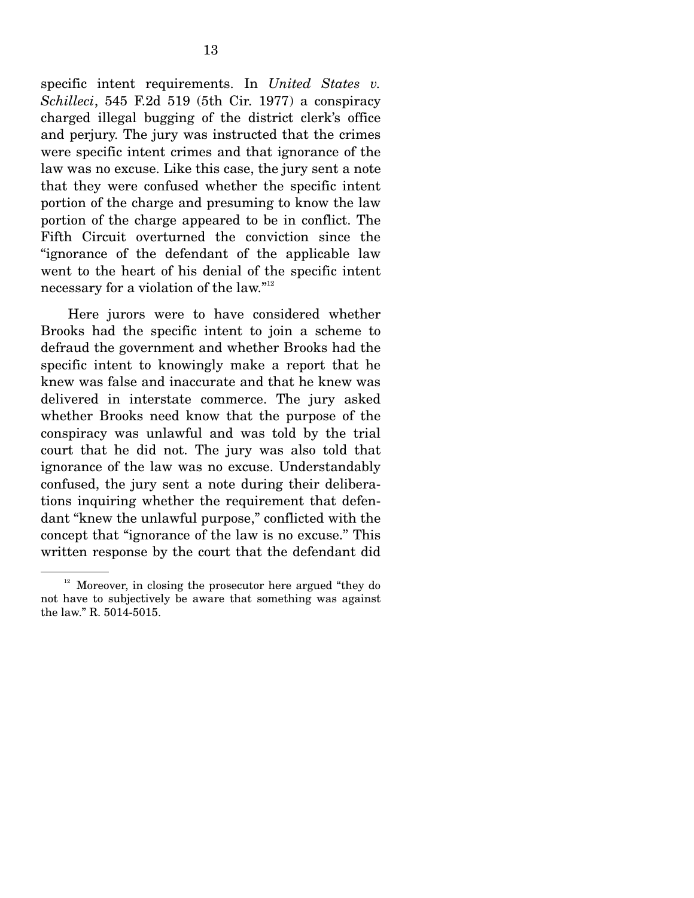specific intent requirements. In *United States v. Schilleci*, 545 F.2d 519 (5th Cir. 1977) a conspiracy charged illegal bugging of the district clerk's office and perjury. The jury was instructed that the crimes were specific intent crimes and that ignorance of the law was no excuse. Like this case, the jury sent a note that they were confused whether the specific intent portion of the charge and presuming to know the law portion of the charge appeared to be in conflict. The Fifth Circuit overturned the conviction since the "ignorance of the defendant of the applicable law went to the heart of his denial of the specific intent necessary for a violation of the law."[12]

Here jurors were to have considered whether Brooks had the specific intent to join a scheme to defraud the government and whether Brooks had the specific intent to knowingly make a report that he knew was false and inaccurate and that he knew was delivered in interstate commerce. The jury asked whether Brooks need know that the purpose of the conspiracy was unlawful and was told by the trial court that he did not. The jury was also told that ignorance of the law was no excuse. Understandably confused, the jury sent a note during their deliberations inquiring whether the requirement that defendant "knew the unlawful purpose," conflicted with the concept that "ignorance of the law is no excuse." This written response by the court that the defendant did

[12] Moreover, in closing the prosecutor here argued "they do not have to subjectively be aware that something was against the law." R. 5014-5015.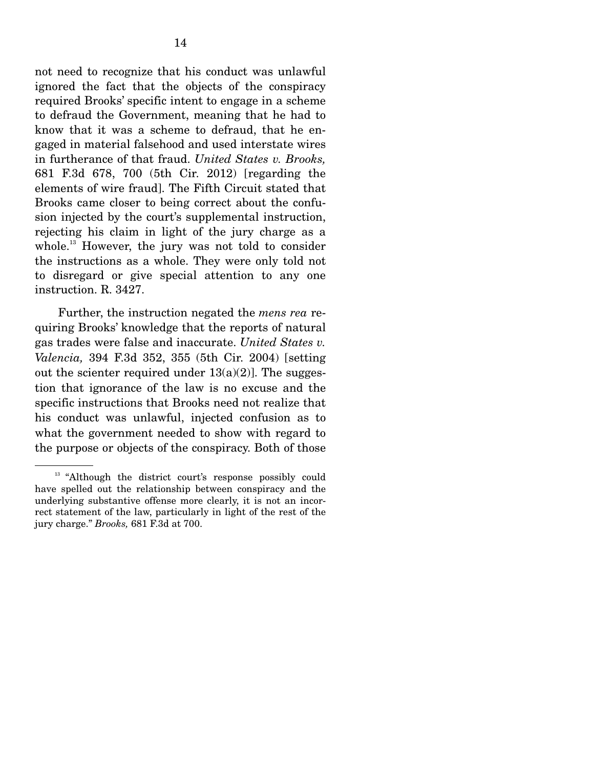not need to recognize that his conduct was unlawful ignored the fact that the objects of the conspiracy required Brooks' specific intent to engage in a scheme to defraud the Government, meaning that he had to know that it was a scheme to defraud, that he engaged in material falsehood and used interstate wires in furtherance of that fraud. *United States v. Brooks,* 681 F.3d 678, 700 (5th Cir. 2012) [regarding the elements of wire fraud]. The Fifth Circuit stated that Brooks came closer to being correct about the confusion injected by the court's supplemental instruction, rejecting his claim in light of the jury charge as a whole.[13] However, the jury was not told to consider the instructions as a whole. They were only told not to disregard or give special attention to any one instruction. R. 3427.

Further, the instruction negated the *mens rea* requiring Brooks' knowledge that the reports of natural gas trades were false and inaccurate. *United States v. Valencia,* 394 F.3d 352, 355 (5th Cir. 2004) [setting out the scienter required under 13(a)(2)]. The suggestion that ignorance of the law is no excuse and the specific instructions that Brooks need not realize that his conduct was unlawful, injected confusion as to what the government needed to show with regard to the purpose or objects of the conspiracy. Both of those

---

[13] "Although the district court's response possibly could have spelled out the relationship between conspiracy and the underlying substantive offense more clearly, it is not an incorrect statement of the law, particularly in light of the rest of the jury charge." *Brooks,* 681 F.3d at 700.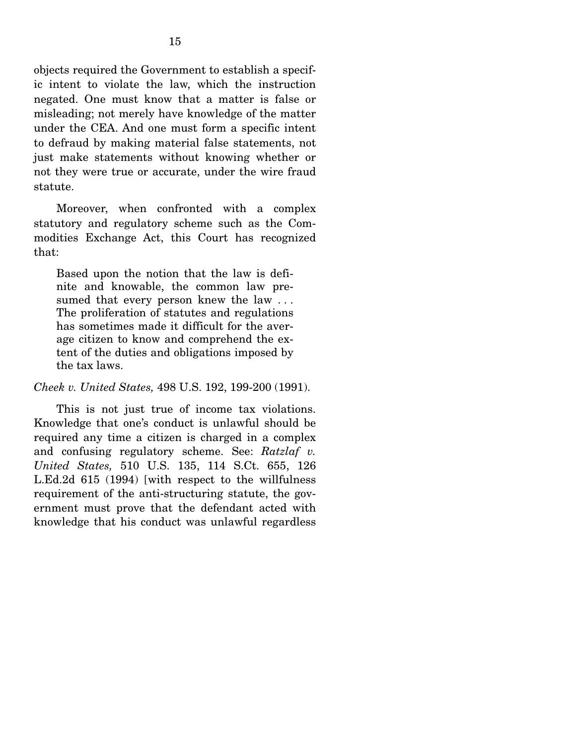objects required the Government to establish a specific intent to violate the law, which the instruction negated. One must know that a matter is false or misleading; not merely have knowledge of the matter under the CEA. And one must form a specific intent to defraud by making material false statements, not just make statements without knowing whether or not they were true or accurate, under the wire fraud statute.

Moreover, when confronted with a complex statutory and regulatory scheme such as the Commodities Exchange Act, this Court has recognized that:

> Based upon the notion that the law is definite and knowable, the common law presumed that every person knew the law . . . The proliferation of statutes and regulations has sometimes made it difficult for the average citizen to know and comprehend the extent of the duties and obligations imposed by the tax laws.

*Cheek v. United States,* 498 U.S. 192, 199-200 (1991).

This is not just true of income tax violations. Knowledge that one's conduct is unlawful should be required any time a citizen is charged in a complex and confusing regulatory scheme. See: *Ratzlaf v. United States,* 510 U.S. 135, 114 S.Ct. 655, 126 L.Ed.2d 615 (1994) [with respect to the willfulness requirement of the anti-structuring statute, the government must prove that the defendant acted with knowledge that his conduct was unlawful regardless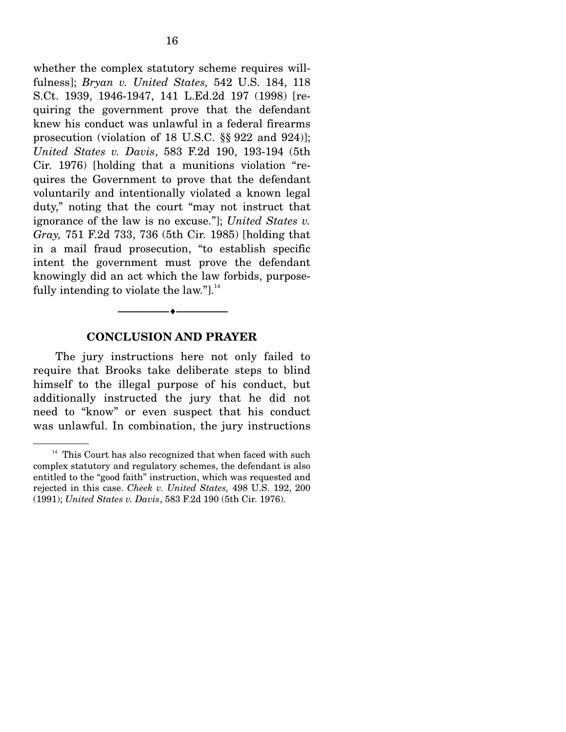whether the complex statutory scheme requires willfulness]; *Bryan v. United States,* 542 U.S. 184, 118 S.Ct. 1939, 1946-1947, 141 L.Ed.2d 197 (1998) [requiring the government prove that the defendant knew his conduct was unlawful in a federal firearms prosecution (violation of 18 U.S.C. §§ 922 and 924)]; *United States v. Davis*, 583 F.2d 190, 193-194 (5th Cir. 1976) [holding that a munitions violation "requires the Government to prove that the defendant voluntarily and intentionally violated a known legal duty," noting that the court "may not instruct that ignorance of the law is no excuse."]; *United States v. Gray,* 751 F.2d 733, 736 (5th Cir. 1985) [holding that in a mail fraud prosecution, "to establish specific intent the government must prove the defendant knowingly did an act which the law forbids, purposefully intending to violate the law."].[14]

---

## CONCLUSION AND PRAYER

The jury instructions here not only failed to require that Brooks take deliberate steps to blind himself to the illegal purpose of his conduct, but additionally instructed the jury that he did not need to "know" or even suspect that his conduct was unlawful. In combination, the jury instructions

---

[14] This Court has also recognized that when faced with such complex statutory and regulatory schemes, the defendant is also entitled to the "good faith" instruction, which was requested and rejected in this case. *Cheek v. United States,* 498 U.S. 192, 200 (1991); *United States v. Davis*, 583 F.2d 190 (5th Cir. 1976).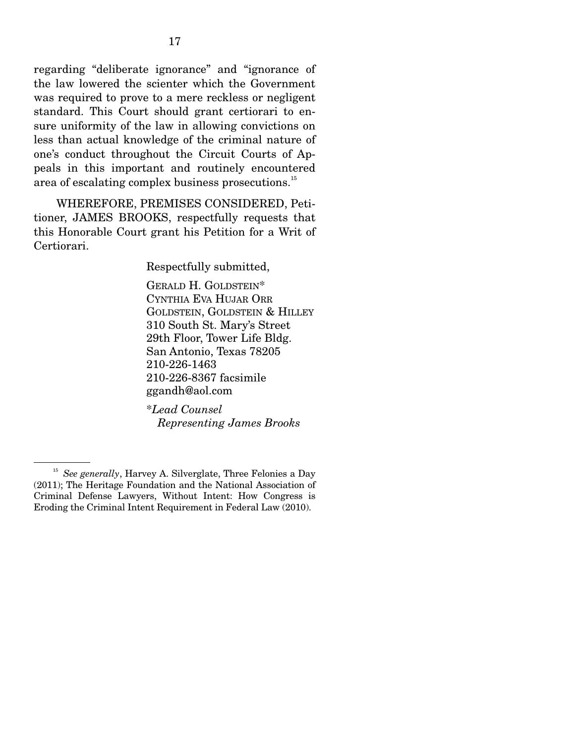regarding "deliberate ignorance" and "ignorance of the law lowered the scienter which the Government was required to prove to a mere reckless or negligent standard. This Court should grant certiorari to ensure uniformity of the law in allowing convictions on less than actual knowledge of the criminal nature of one's conduct throughout the Circuit Courts of Appeals in this important and routinely encountered area of escalating complex business prosecutions.[15]

WHEREFORE, PREMISES CONSIDERED, Petitioner, JAMES BROOKS, respectfully requests that this Honorable Court grant his Petition for a Writ of Certiorari.

Respectfully submitted,

GERALD H. GOLDSTEIN*
CYNTHIA EVA HUJAR ORR
GOLDSTEIN, GOLDSTEIN & HILLEY
310 South St. Mary's Street
29th Floor, Tower Life Bldg.
San Antonio, Texas 78205
210-226-1463
210-226-8367 facsimile
ggandh@aol.com

**Lead Counsel*
*Representing James Brooks*

---

[15] *See generally*, Harvey A. Silverglate, Three Felonies a Day (2011); The Heritage Foundation and the National Association of Criminal Defense Lawyers, Without Intent: How Congress is Eroding the Criminal Intent Requirement in Federal Law (2010).